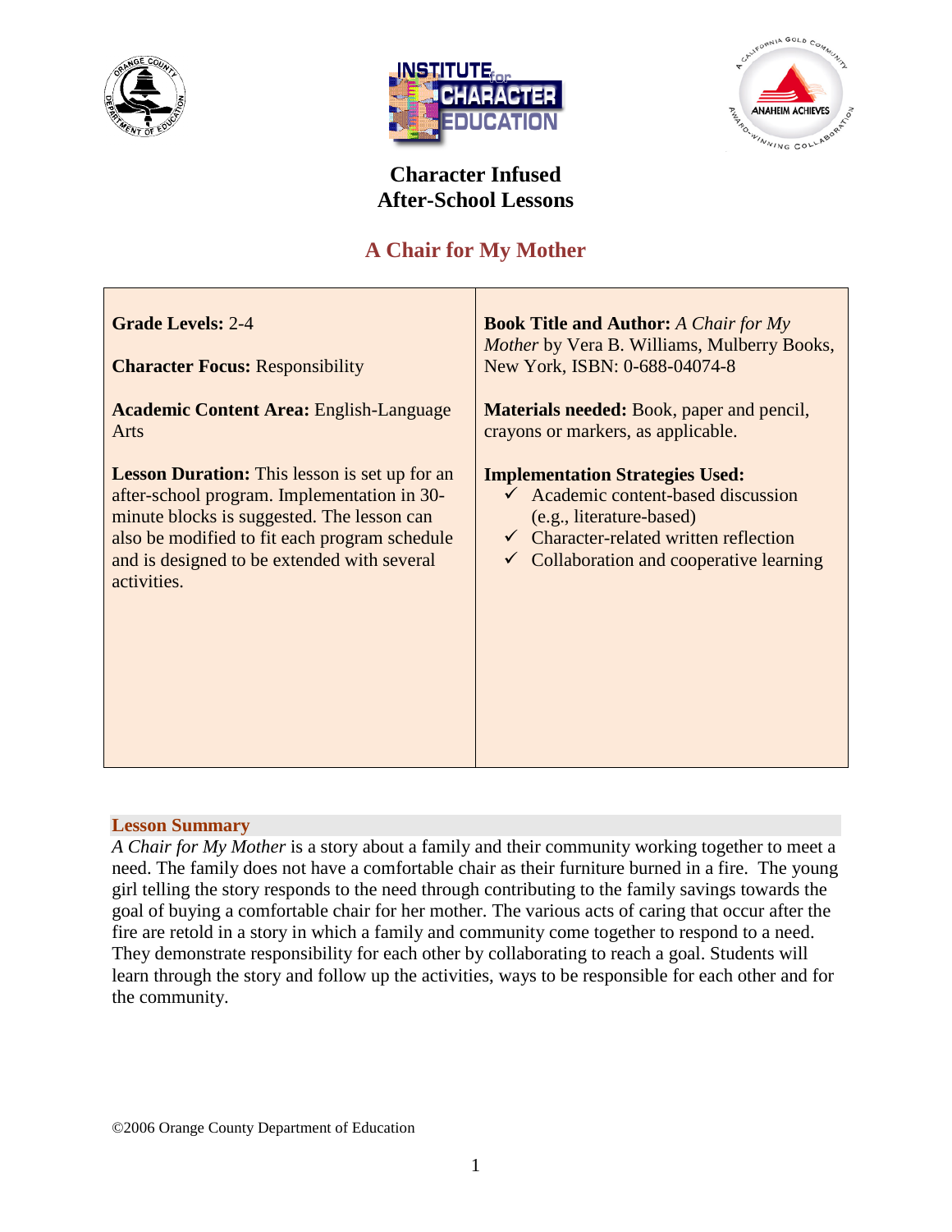# Character Infused After-School Lessons

## A Chair for My Mother

| | |
|---|---|
| **Grade Levels:** 2-4<br><br>**Character Focus:** Responsibility<br><br>**Academic Content Area:** English-Language Arts<br><br>**Lesson Duration:** This lesson is set up for an after-school program. Implementation in 30-minute blocks is suggested. The lesson can also be modified to fit each program schedule and is designed to be extended with several activities. | **Book Title and Author:** *A Chair for My Mother* by Vera B. Williams, Mulberry Books, New York, ISBN: 0-688-04074-8<br><br>**Materials needed:** Book, paper and pencil, crayons or markers, as applicable.<br><br>**Implementation Strategies Used:**<br>✓ Academic content-based discussion (e.g., literature-based)<br>✓ Character-related written reflection<br>✓ Collaboration and cooperative learning |

### Lesson Summary

*A Chair for My Mother* is a story about a family and their community working together to meet a need. The family does not have a comfortable chair as their furniture burned in a fire. The young girl telling the story responds to the need through contributing to the family savings towards the goal of buying a comfortable chair for her mother. The various acts of caring that occur after the fire are retold in a story in which a family and community come together to respond to a need. They demonstrate responsibility for each other by collaborating to reach a goal. Students will learn through the story and follow up the activities, ways to be responsible for each other and for the community.

©2006 Orange County Department of Education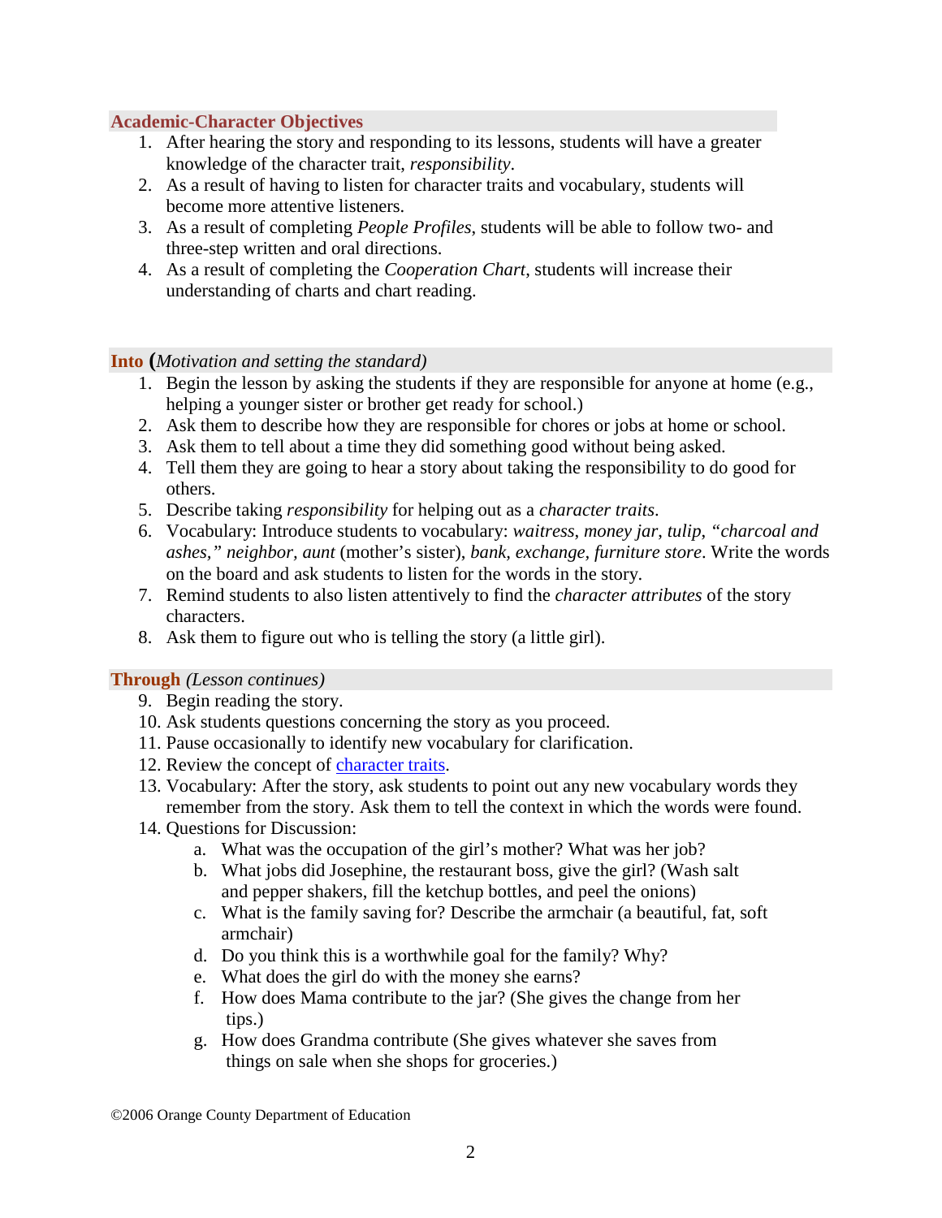## Academic-Character Objectives

1. After hearing the story and responding to its lessons, students will have a greater knowledge of the character trait, *responsibility*.
2. As a result of having to listen for character traits and vocabulary, students will become more attentive listeners.
3. As a result of completing *People Profiles*, students will be able to follow two- and three-step written and oral directions.
4. As a result of completing the *Cooperation Chart*, students will increase their understanding of charts and chart reading.

## Into (*Motivation and setting the standard)*

1. Begin the lesson by asking the students if they are responsible for anyone at home (e.g., helping a younger sister or brother get ready for school.)
2. Ask them to describe how they are responsible for chores or jobs at home or school.
3. Ask them to tell about a time they did something good without being asked.
4. Tell them they are going to hear a story about taking the responsibility to do good for others.
5. Describe taking *responsibility* for helping out as a *character traits*.
6. Vocabulary: Introduce students to vocabulary: *waitress*, *money jar*, *tulip*, *"charcoal and ashes," neighbor*, *aunt* (mother's sister), *bank*, *exchange*, *furniture store*. Write the words on the board and ask students to listen for the words in the story.
7. Remind students to also listen attentively to find the *character attributes* of the story characters.
8. Ask them to figure out who is telling the story (a little girl).

## Through *(Lesson continues)*

9. Begin reading the story.
10. Ask students questions concerning the story as you proceed.
11. Pause occasionally to identify new vocabulary for clarification.
12. Review the concept of character traits.
13. Vocabulary: After the story, ask students to point out any new vocabulary words they remember from the story. Ask them to tell the context in which the words were found.
14. Questions for Discussion:
    a. What was the occupation of the girl's mother? What was her job?
    b. What jobs did Josephine, the restaurant boss, give the girl? (Wash salt and pepper shakers, fill the ketchup bottles, and peel the onions)
    c. What is the family saving for? Describe the armchair (a beautiful, fat, soft armchair)
    d. Do you think this is a worthwhile goal for the family? Why?
    e. What does the girl do with the money she earns?
    f. How does Mama contribute to the jar? (She gives the change from her tips.)
    g. How does Grandma contribute (She gives whatever she saves from things on sale when she shops for groceries.)

©2006 Orange County Department of Education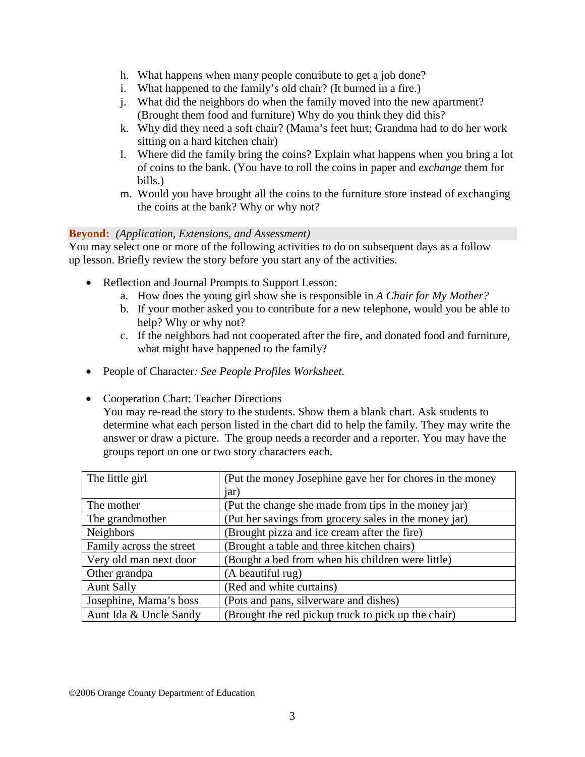h. What happens when many people contribute to get a job done?
i. What happened to the family's old chair? (It burned in a fire.)
j. What did the neighbors do when the family moved into the new apartment? (Brought them food and furniture) Why do you think they did this?
k. Why did they need a soft chair? (Mama's feet hurt; Grandma had to do her work sitting on a hard kitchen chair)
l. Where did the family bring the coins? Explain what happens when you bring a lot of coins to the bank. (You have to roll the coins in paper and *exchange* them for bills.)
m. Would you have brought all the coins to the furniture store instead of exchanging the coins at the bank? Why or why not?

**Beyond:** *(Application, Extensions, and Assessment)*

You may select one or more of the following activities to do on subsequent days as a follow up lesson. Briefly review the story before you start any of the activities.

- Reflection and Journal Prompts to Support Lesson:
  a. How does the young girl show she is responsible in *A Chair for My Mother?*
  b. If your mother asked you to contribute for a new telephone, would you be able to help? Why or why not?
  c. If the neighbors had not cooperated after the fire, and donated food and furniture, what might have happened to the family?

- People of Character*: See People Profiles Worksheet.*

- Cooperation Chart: Teacher Directions
  You may re-read the story to the students. Show them a blank chart. Ask students to determine what each person listed in the chart did to help the family. They may write the answer or draw a picture. The group needs a recorder and a reporter. You may have the groups report on one or two story characters each.

| | |
|---|---|
| The little girl | (Put the money Josephine gave her for chores in the money jar) |
| The mother | (Put the change she made from tips in the money jar) |
| The grandmother | (Put her savings from grocery sales in the money jar) |
| Neighbors | (Brought pizza and ice cream after the fire) |
| Family across the street | (Brought a table and three kitchen chairs) |
| Very old man next door | (Bought a bed from when his children were little) |
| Other grandpa | (A beautiful rug) |
| Aunt Sally | (Red and white curtains) |
| Josephine, Mama's boss | (Pots and pans, silverware and dishes) |
| Aunt Ida & Uncle Sandy | (Brought the red pickup truck to pick up the chair) |

©2006 Orange County Department of Education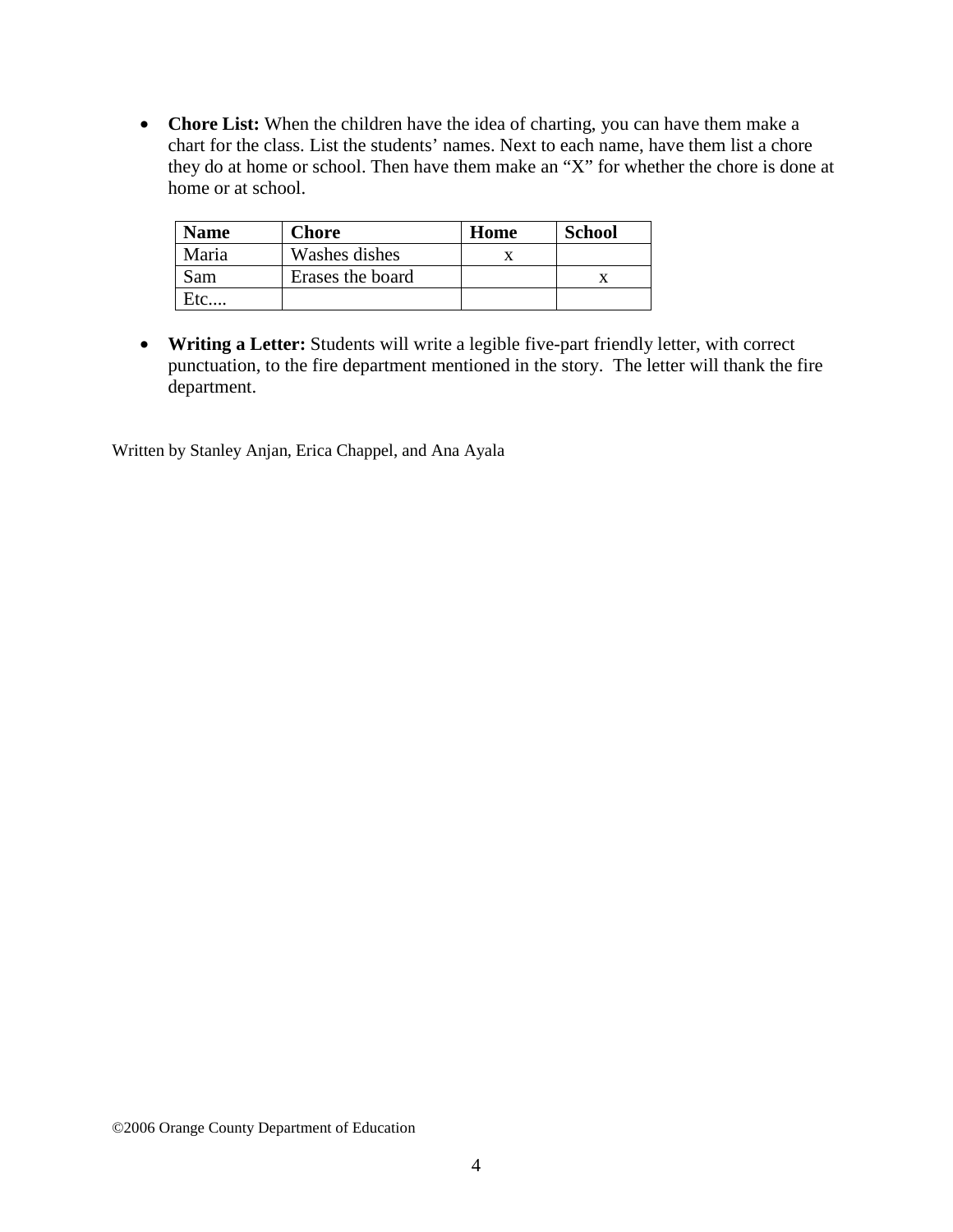- **Chore List:** When the children have the idea of charting, you can have them make a chart for the class. List the students' names. Next to each name, have them list a chore they do at home or school. Then have them make an "X" for whether the chore is done at home or at school.

| Name | Chore | Home | School |
|---|---|---|---|
| Maria | Washes dishes | x | |
| Sam | Erases the board | | x |
| Etc.... | | | |

- **Writing a Letter:** Students will write a legible five-part friendly letter, with correct punctuation, to the fire department mentioned in the story. The letter will thank the fire department.

Written by Stanley Anjan, Erica Chappel, and Ana Ayala

©2006 Orange County Department of Education